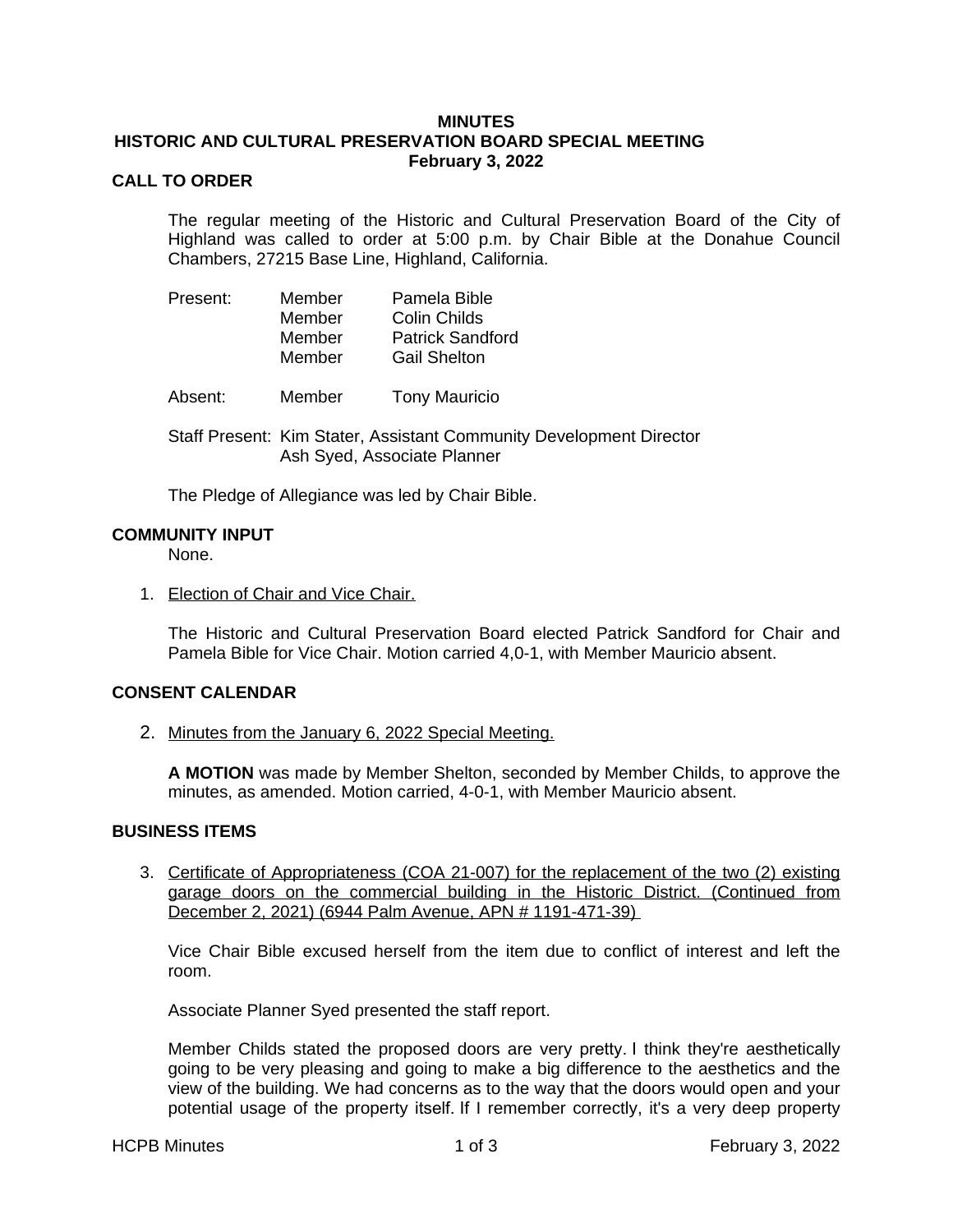**MINUTES**
**HISTORIC AND CULTURAL PRESERVATION BOARD SPECIAL MEETING**
**February 3, 2022**

## CALL TO ORDER

The regular meeting of the Historic and Cultural Preservation Board of the City of Highland was called to order at 5:00 p.m. by Chair Bible at the Donahue Council Chambers, 27215 Base Line, Highland, California.

| | | |
|---|---|---|
| Present: | Member | Pamela Bible |
| | Member | Colin Childs |
| | Member | Patrick Sandford |
| | Member | Gail Shelton |
| Absent: | Member | Tony Mauricio |

Staff Present: Kim Stater, Assistant Community Development Director
Ash Syed, Associate Planner

The Pledge of Allegiance was led by Chair Bible.

## COMMUNITY INPUT

None.

1. Election of Chair and Vice Chair.

   The Historic and Cultural Preservation Board elected Patrick Sandford for Chair and Pamela Bible for Vice Chair. Motion carried 4,0-1, with Member Mauricio absent.

## CONSENT CALENDAR

2. Minutes from the January 6, 2022 Special Meeting.

   **A MOTION** was made by Member Shelton, seconded by Member Childs, to approve the minutes, as amended. Motion carried, 4-0-1, with Member Mauricio absent.

## BUSINESS ITEMS

3. Certificate of Appropriateness (COA 21-007) for the replacement of the two (2) existing garage doors on the commercial building in the Historic District. (Continued from December 2, 2021) (6944 Palm Avenue, APN # 1191-471-39)

   Vice Chair Bible excused herself from the item due to conflict of interest and left the room.

   Associate Planner Syed presented the staff report.

   Member Childs stated the proposed doors are very pretty. I think they're aesthetically going to be very pleasing and going to make a big difference to the aesthetics and the view of the building. We had concerns as to the way that the doors would open and your potential usage of the property itself. If I remember correctly, it's a very deep property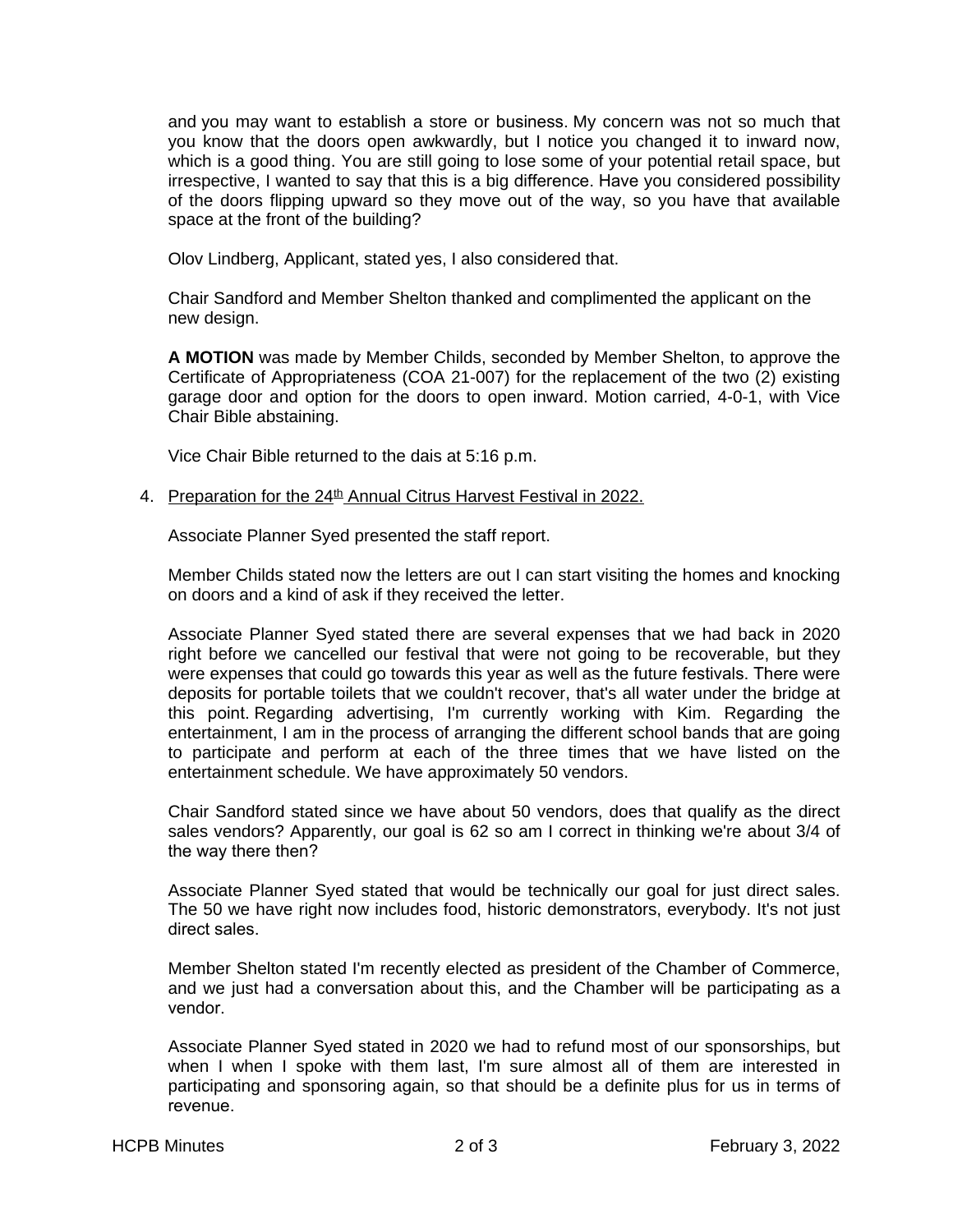and you may want to establish a store or business. My concern was not so much that you know that the doors open awkwardly, but I notice you changed it to inward now, which is a good thing. You are still going to lose some of your potential retail space, but irrespective, I wanted to say that this is a big difference. Have you considered possibility of the doors flipping upward so they move out of the way, so you have that available space at the front of the building?

Olov Lindberg, Applicant, stated yes, I also considered that.

Chair Sandford and Member Shelton thanked and complimented the applicant on the new design.

**A MOTION** was made by Member Childs, seconded by Member Shelton, to approve the Certificate of Appropriateness (COA 21-007) for the replacement of the two (2) existing garage door and option for the doors to open inward. Motion carried, 4-0-1, with Vice Chair Bible abstaining.

Vice Chair Bible returned to the dais at 5:16 p.m.

4. Preparation for the 24th Annual Citrus Harvest Festival in 2022.

Associate Planner Syed presented the staff report.

Member Childs stated now the letters are out I can start visiting the homes and knocking on doors and a kind of ask if they received the letter.

Associate Planner Syed stated there are several expenses that we had back in 2020 right before we cancelled our festival that were not going to be recoverable, but they were expenses that could go towards this year as well as the future festivals. There were deposits for portable toilets that we couldn't recover, that's all water under the bridge at this point. Regarding advertising, I'm currently working with Kim. Regarding the entertainment, I am in the process of arranging the different school bands that are going to participate and perform at each of the three times that we have listed on the entertainment schedule. We have approximately 50 vendors.

Chair Sandford stated since we have about 50 vendors, does that qualify as the direct sales vendors? Apparently, our goal is 62 so am I correct in thinking we're about 3/4 of the way there then?

Associate Planner Syed stated that would be technically our goal for just direct sales. The 50 we have right now includes food, historic demonstrators, everybody. It's not just direct sales.

Member Shelton stated I'm recently elected as president of the Chamber of Commerce, and we just had a conversation about this, and the Chamber will be participating as a vendor.

Associate Planner Syed stated in 2020 we had to refund most of our sponsorships, but when I when I spoke with them last, I'm sure almost all of them are interested in participating and sponsoring again, so that should be a definite plus for us in terms of revenue.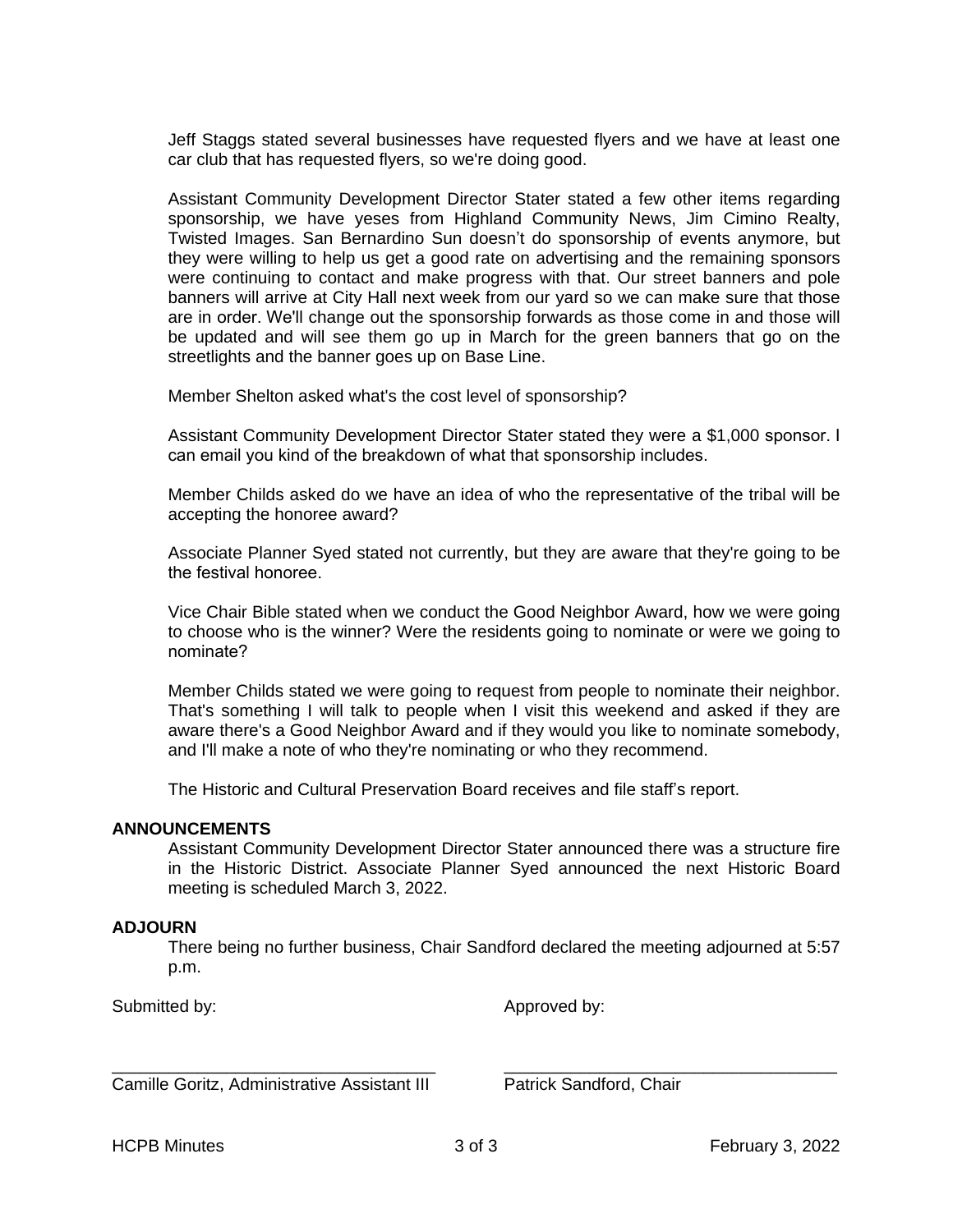Jeff Staggs stated several businesses have requested flyers and we have at least one car club that has requested flyers, so we're doing good.

Assistant Community Development Director Stater stated a few other items regarding sponsorship, we have yeses from Highland Community News, Jim Cimino Realty, Twisted Images. San Bernardino Sun doesn't do sponsorship of events anymore, but they were willing to help us get a good rate on advertising and the remaining sponsors were continuing to contact and make progress with that. Our street banners and pole banners will arrive at City Hall next week from our yard so we can make sure that those are in order. We'll change out the sponsorship forwards as those come in and those will be updated and will see them go up in March for the green banners that go on the streetlights and the banner goes up on Base Line.

Member Shelton asked what's the cost level of sponsorship?

Assistant Community Development Director Stater stated they were a $1,000 sponsor. I can email you kind of the breakdown of what that sponsorship includes.

Member Childs asked do we have an idea of who the representative of the tribal will be accepting the honoree award?

Associate Planner Syed stated not currently, but they are aware that they're going to be the festival honoree.

Vice Chair Bible stated when we conduct the Good Neighbor Award, how we were going to choose who is the winner? Were the residents going to nominate or were we going to nominate?

Member Childs stated we were going to request from people to nominate their neighbor. That's something I will talk to people when I visit this weekend and asked if they are aware there's a Good Neighbor Award and if they would you like to nominate somebody, and I'll make a note of who they're nominating or who they recommend.

The Historic and Cultural Preservation Board receives and file staff's report.

**ANNOUNCEMENTS**

Assistant Community Development Director Stater announced there was a structure fire in the Historic District. Associate Planner Syed announced the next Historic Board meeting is scheduled March 3, 2022.

**ADJOURN**

There being no further business, Chair Sandford declared the meeting adjourned at 5:57 p.m.

Submitted by: Approved by:

\_\_\_\_\_\_\_\_\_\_\_\_\_\_\_\_\_\_\_\_\_\_\_\_\_\_\_\_\_\_\_\_\_\_\_\_ \_\_\_\_\_\_\_\_\_\_\_\_\_\_\_\_\_\_\_\_\_\_\_\_\_\_\_\_\_\_\_\_\_\_\_\_

Camille Goritz, Administrative Assistant III Patrick Sandford, Chair